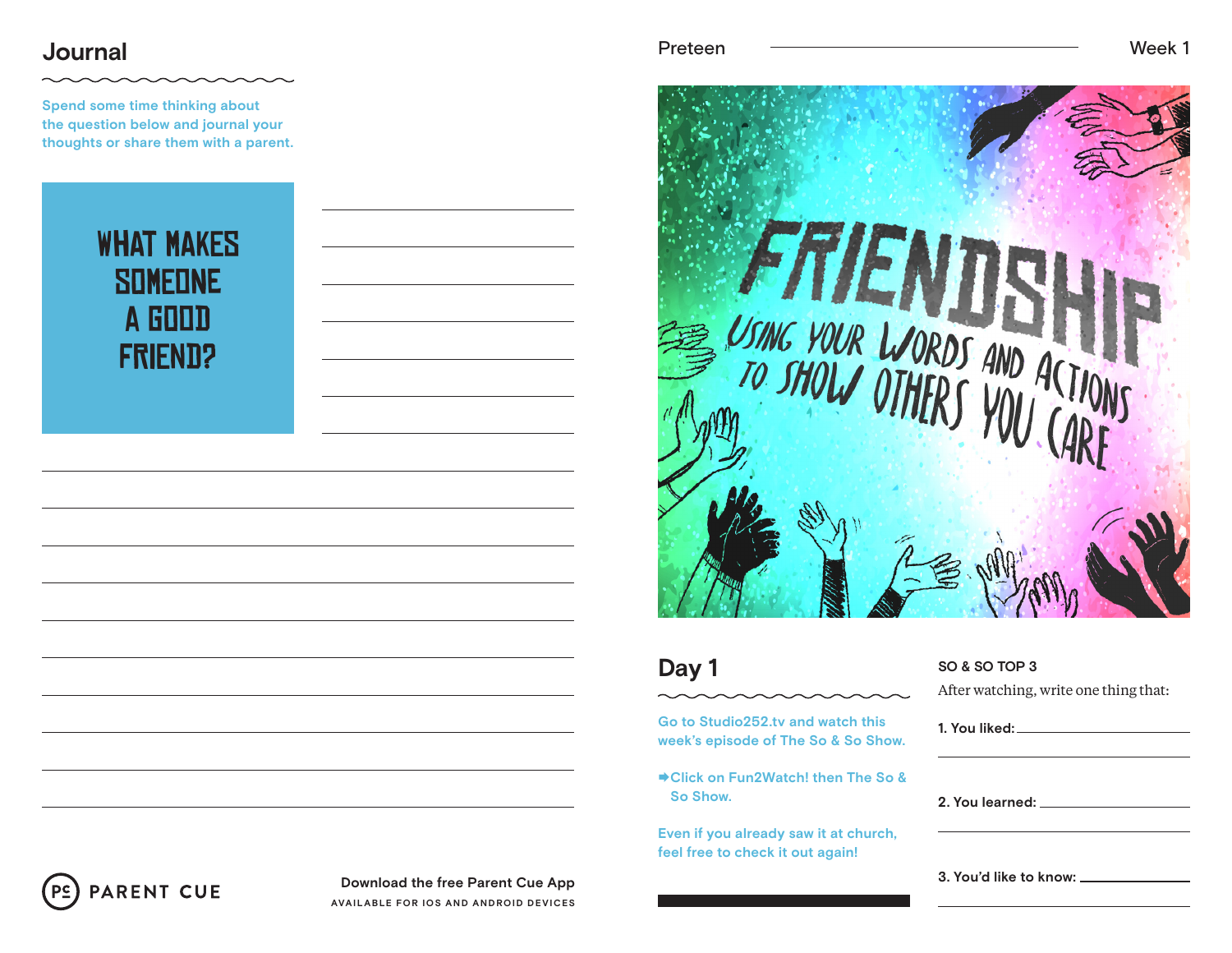# Journal

Spend some time thinking about the question below and journal your thoughts or share them with a parent.

**WHAT MAKES SOMEONE A GOOD FRIEND?**

PARENT CUE

Download the free Parent Cue App

AVAILABLE FOR IOS AND ANDROID DEVICES

Preteen

Week 1

FRIENDSHIP

USING YOUR WORDS AND ACTIONS TO SHOW OTHERS YOU CARE

## Day 1

Go to Studio252.tv and watch this week's episode of The So & So Show.

➡ Click on Fun2Watch! then The So & So Show.

Even if you already saw it at church, feel free to check it out again!

**SO & SO TOP 3**

After watching, write one thing that:

1. You liked:
2. You learned:
3. You'd like to know: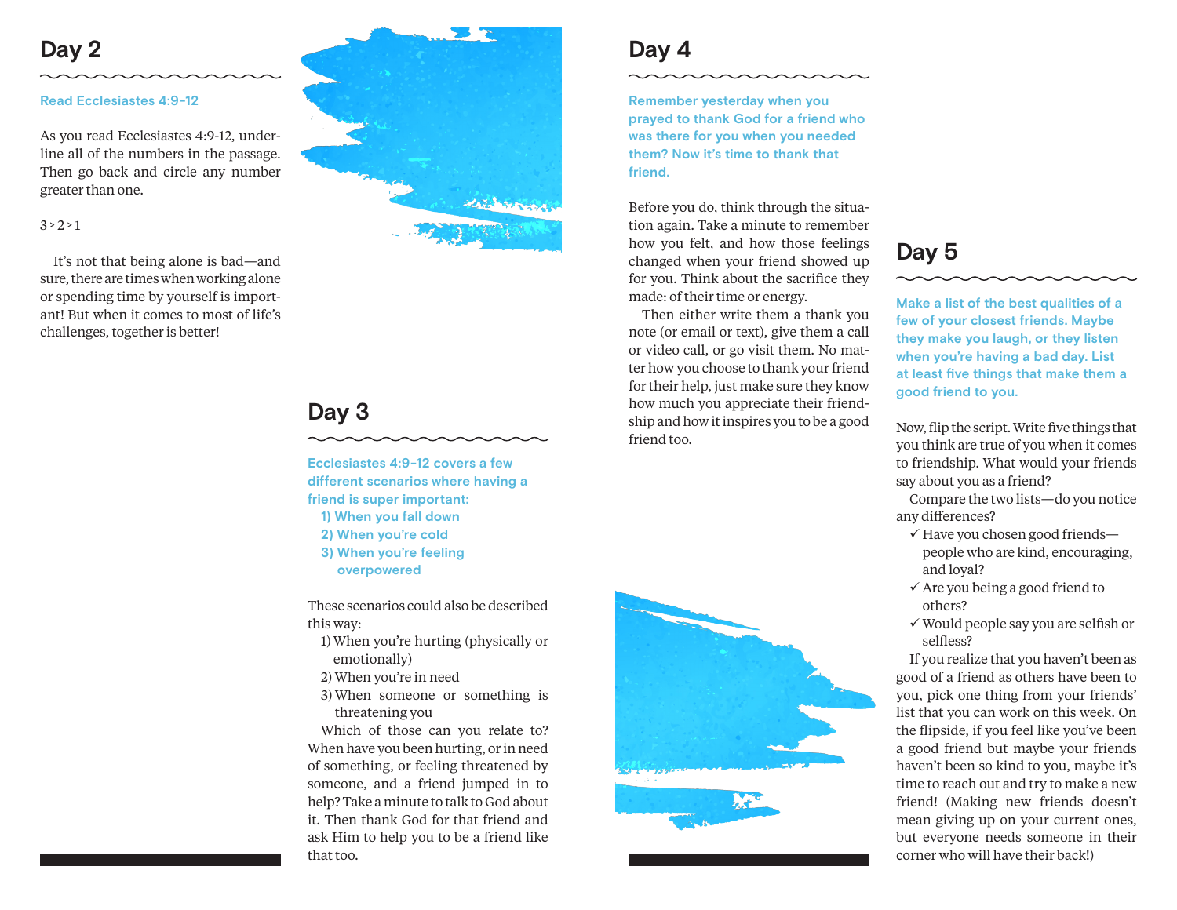## Day 2

**Read Ecclesiastes 4:9-12**

As you read Ecclesiastes 4:9-12, underline all of the numbers in the passage. Then go back and circle any number greater than one.

3 > 2 > 1

It's not that being alone is bad—and sure, there are times when working alone or spending time by yourself is important! But when it comes to most of life's challenges, together is better!

## Day 3

**Ecclesiastes 4:9-12 covers a few different scenarios where having a friend is super important:**

**1) When you fall down**
**2) When you're cold**
**3) When you're feeling overpowered**

These scenarios could also be described this way:

1) When you're hurting (physically or emotionally)
2) When you're in need
3) When someone or something is threatening you

Which of those can you relate to? When have you been hurting, or in need of something, or feeling threatened by someone, and a friend jumped in to help? Take a minute to talk to God about it. Then thank God for that friend and ask Him to help you to be a friend like that too.

## Day 4

**Remember yesterday when you prayed to thank God for a friend who was there for you when you needed them? Now it's time to thank that friend.**

Before you do, think through the situation again. Take a minute to remember how you felt, and how those feelings changed when your friend showed up for you. Think about the sacrifice they made: of their time or energy.

Then either write them a thank you note (or email or text), give them a call or video call, or go visit them. No matter how you choose to thank your friend for their help, just make sure they know how much you appreciate their friendship and how it inspires you to be a good friend too.

## Day 5

**Make a list of the best qualities of a few of your closest friends. Maybe they make you laugh, or they listen when you're having a bad day. List at least five things that make them a good friend to you.**

Now, flip the script. Write five things that you think are true of you when it comes to friendship. What would your friends say about you as a friend?

Compare the two lists—do you notice any differences?

- ✓ Have you chosen good friends—people who are kind, encouraging, and loyal?
- ✓ Are you being a good friend to others?
- ✓ Would people say you are selfish or selfless?

If you realize that you haven't been as good of a friend as others have been to you, pick one thing from your friends' list that you can work on this week. On the flipside, if you feel like you've been a good friend but maybe your friends haven't been so kind to you, maybe it's time to reach out and try to make a new friend! (Making new friends doesn't mean giving up on your current ones, but everyone needs someone in their corner who will have their back!)